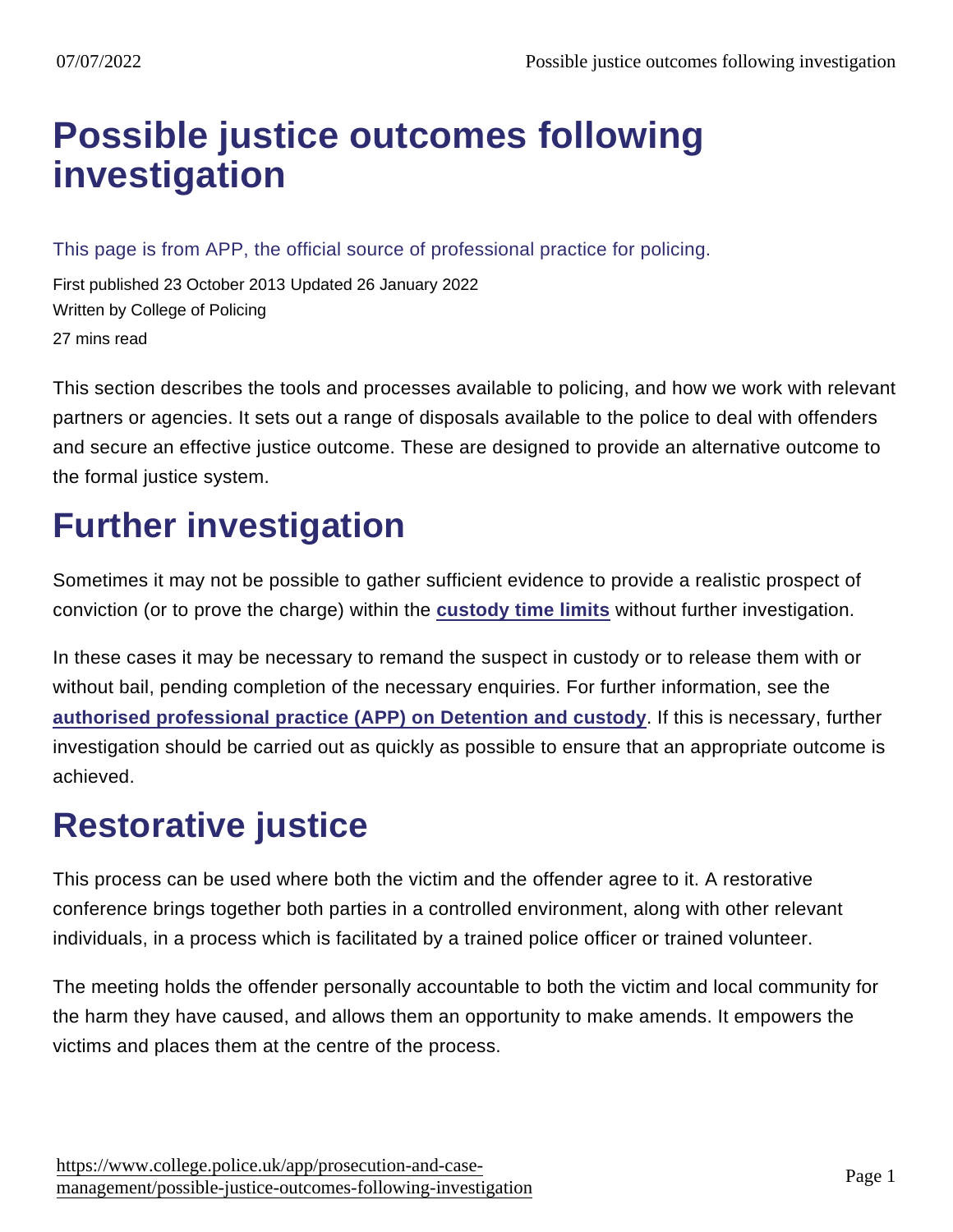# Possible justice outcomes following investigation

This page is from APP, the official source of professional practice for policing.

First published 23 October 2013 Updated 26 January 2022

Written by College of Policing

27 mins read

This section describes the tools and processes available to policing, and how we work with relevant partners or agencies. It sets out a range of disposals available to the police to deal with offenders and secure an effective justice outcome. These are designed to provide an alternative outcome to the formal justice system.

## Further investigation

Sometimes it may not be possible to gather sufficient evidence to provide a realistic prospect of conviction (or to prove the charge) within the custody time limits without further investigation.

In these cases it may be necessary to remand the suspect in custody or to release them with or without bail, pending completion of the necessary enquiries. For further information, see the authorised professional practice (APP) on Detention and custody. If this is necessary, further investigation should be carried out as quickly as possible to ensure that an appropriate outcome is achieved.

## Restorative justice

This process can be used where both the victim and the offender agree to it. A restorative conference brings together both parties in a controlled environment, along with other relevant individuals, in a process which is facilitated by a trained police officer or trained volunteer.

The meeting holds the offender personally accountable to both the victim and local community for the harm they have caused, and allows them an opportunity to make amends. It empowers the victims and places them at the centre of the process.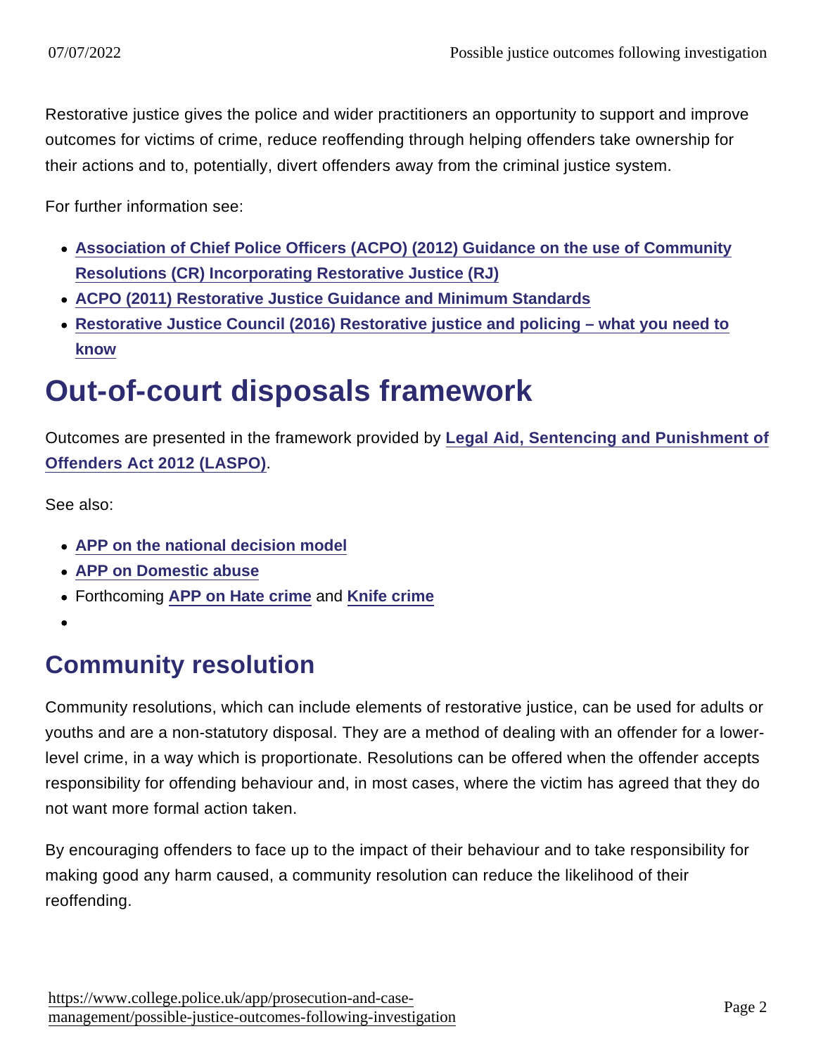Restorative justice gives the police and wider practitioners an opportunity to support and improve outcomes for victims of crime, reduce reoffending through helping offenders take ownership for their actions and to, potentially, divert offenders away from the criminal justice system.

For further information see:

- Association of Chief Police Officers (ACPO) (2012) Guidance on the use of Community Resolutions (CR) Incorporating Restorative Justice (RJ)
- ACPO (2011) Restorative Justice Guidance and Minimum Standards
- Restorative Justice Council (2016) Restorative justice and policing – what you need to know

# Out-of-court disposals framework

Outcomes are presented in the framework provided by Legal Aid, Sentencing and Punishment of Offenders Act 2012 (LASPO).

See also:

- APP on the national decision model
- APP on Domestic abuse
- Forthcoming APP on Hate crime and Knife crime

## Community resolution

Community resolutions, which can include elements of restorative justice, can be used for adults or youths and are a non-statutory disposal. They are a method of dealing with an offender for a lower-level crime, in a way which is proportionate. Resolutions can be offered when the offender accepts responsibility for offending behaviour and, in most cases, where the victim has agreed that they do not want more formal action taken.

By encouraging offenders to face up to the impact of their behaviour and to take responsibility for making good any harm caused, a community resolution can reduce the likelihood of their reoffending.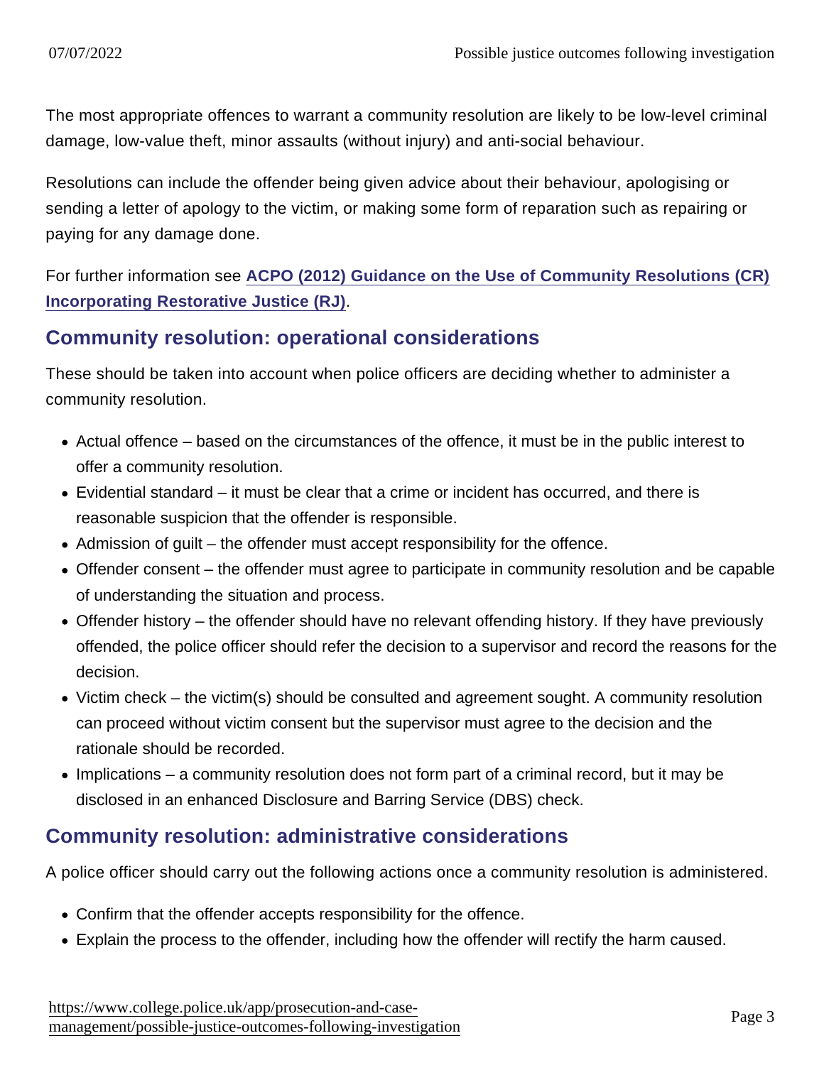The most appropriate offences to warrant a community resolution are likely to be low-level criminal damage, low-value theft, minor assaults (without injury) and anti-social behaviour.

Resolutions can include the offender being given advice about their behaviour, apologising or sending a letter of apology to the victim, or making some form of reparation such as repairing or paying for any damage done.

For further information see **ACPO (2012) Guidance on the Use of Community Resolutions (CR) Incorporating Restorative Justice (RJ)**.

## Community resolution: operational considerations

These should be taken into account when police officers are deciding whether to administer a community resolution.

- Actual offence – based on the circumstances of the offence, it must be in the public interest to offer a community resolution.
- Evidential standard – it must be clear that a crime or incident has occurred, and there is reasonable suspicion that the offender is responsible.
- Admission of guilt – the offender must accept responsibility for the offence.
- Offender consent – the offender must agree to participate in community resolution and be capable of understanding the situation and process.
- Offender history – the offender should have no relevant offending history. If they have previously offended, the police officer should refer the decision to a supervisor and record the reasons for the decision.
- Victim check – the victim(s) should be consulted and agreement sought. A community resolution can proceed without victim consent but the supervisor must agree to the decision and the rationale should be recorded.
- Implications – a community resolution does not form part of a criminal record, but it may be disclosed in an enhanced Disclosure and Barring Service (DBS) check.

## Community resolution: administrative considerations

A police officer should carry out the following actions once a community resolution is administered.

- Confirm that the offender accepts responsibility for the offence.
- Explain the process to the offender, including how the offender will rectify the harm caused.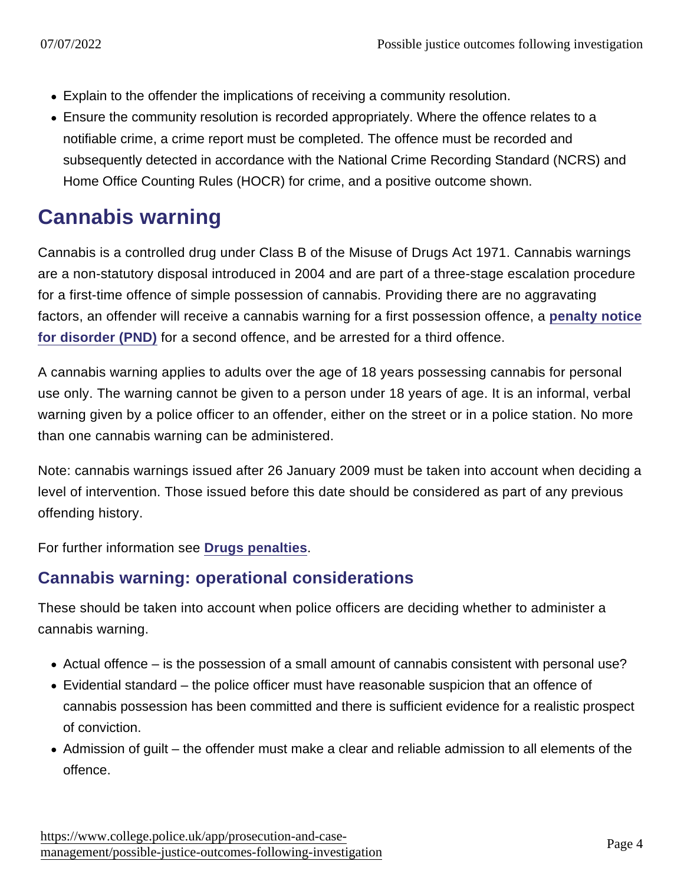- Explain to the offender the implications of receiving a community resolution.
- Ensure the community resolution is recorded appropriately. Where the offence relates to a notifiable crime, a crime report must be completed. The offence must be recorded and subsequently detected in accordance with the National Crime Recording Standard (NCRS) and Home Office Counting Rules (HOCR) for crime, and a positive outcome shown.

## Cannabis warning

Cannabis is a controlled drug under Class B of the Misuse of Drugs Act 1971. Cannabis warnings are a non-statutory disposal introduced in 2004 and are part of a three-stage escalation procedure for a first-time offence of simple possession of cannabis. Providing there are no aggravating factors, an offender will receive a cannabis warning for a first possession offence, a penalty notice for disorder (PND) for a second offence, and be arrested for a third offence.

A cannabis warning applies to adults over the age of 18 years possessing cannabis for personal use only. The warning cannot be given to a person under 18 years of age. It is an informal, verbal warning given by a police officer to an offender, either on the street or in a police station. No more than one cannabis warning can be administered.

Note: cannabis warnings issued after 26 January 2009 must be taken into account when deciding a level of intervention. Those issued before this date should be considered as part of any previous offending history.

For further information see Drugs penalties.

### Cannabis warning: operational considerations

These should be taken into account when police officers are deciding whether to administer a cannabis warning.

- Actual offence – is the possession of a small amount of cannabis consistent with personal use?
- Evidential standard – the police officer must have reasonable suspicion that an offence of cannabis possession has been committed and there is sufficient evidence for a realistic prospect of conviction.
- Admission of guilt – the offender must make a clear and reliable admission to all elements of the offence.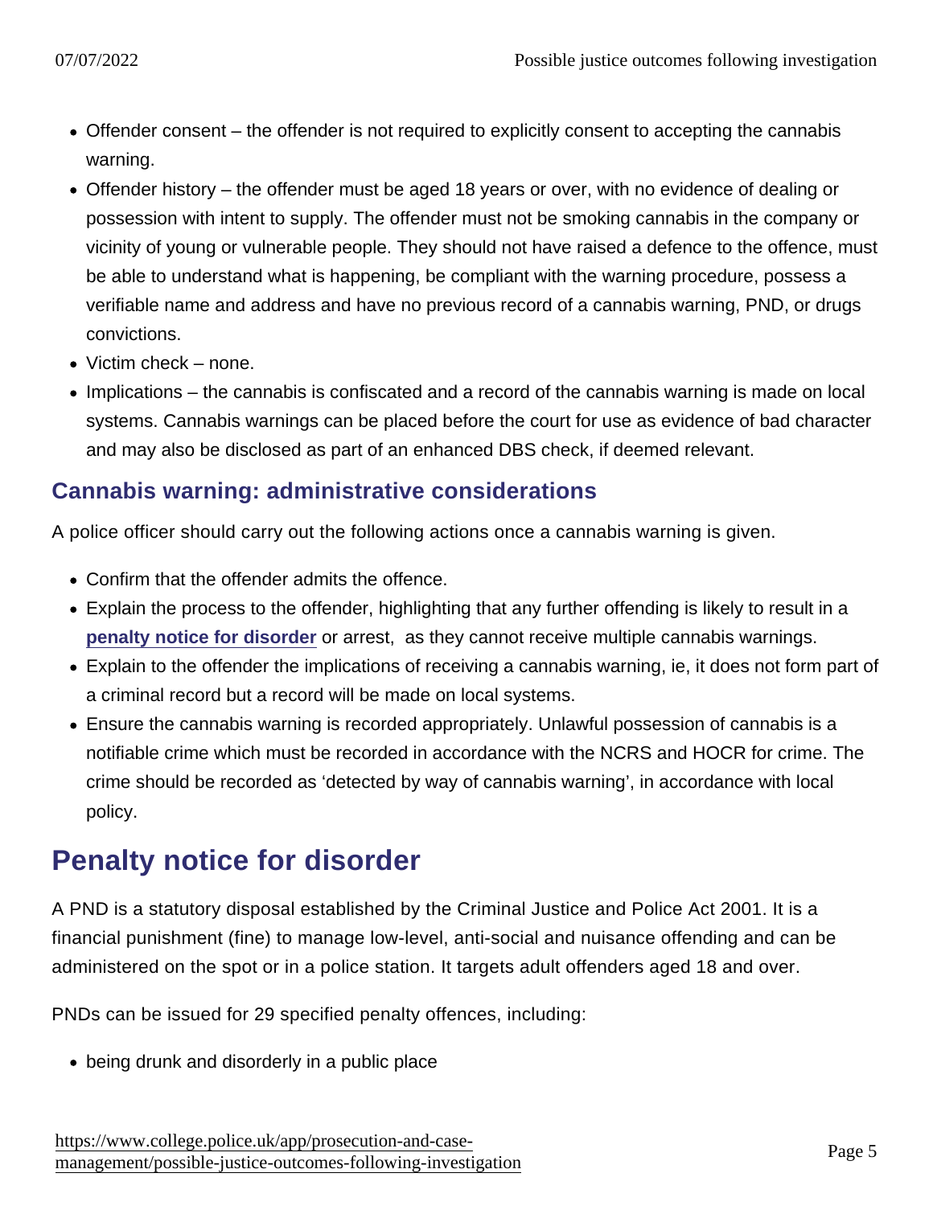- Offender consent – the offender is not required to explicitly consent to accepting the cannabis warning.
- Offender history – the offender must be aged 18 years or over, with no evidence of dealing or possession with intent to supply. The offender must not be smoking cannabis in the company or vicinity of young or vulnerable people. They should not have raised a defence to the offence, must be able to understand what is happening, be compliant with the warning procedure, possess a verifiable name and address and have no previous record of a cannabis warning, PND, or drugs convictions.
- Victim check – none.
- Implications – the cannabis is confiscated and a record of the cannabis warning is made on local systems. Cannabis warnings can be placed before the court for use as evidence of bad character and may also be disclosed as part of an enhanced DBS check, if deemed relevant.

### Cannabis warning: administrative considerations

A police officer should carry out the following actions once a cannabis warning is given.

- Confirm that the offender admits the offence.
- Explain the process to the offender, highlighting that any further offending is likely to result in a **penalty notice for disorder** or arrest, as they cannot receive multiple cannabis warnings.
- Explain to the offender the implications of receiving a cannabis warning, ie, it does not form part of a criminal record but a record will be made on local systems.
- Ensure the cannabis warning is recorded appropriately. Unlawful possession of cannabis is a notifiable crime which must be recorded in accordance with the NCRS and HOCR for crime. The crime should be recorded as 'detected by way of cannabis warning', in accordance with local policy.

## Penalty notice for disorder

A PND is a statutory disposal established by the Criminal Justice and Police Act 2001. It is a financial punishment (fine) to manage low-level, anti-social and nuisance offending and can be administered on the spot or in a police station. It targets adult offenders aged 18 and over.

PNDs can be issued for 29 specified penalty offences, including:

- being drunk and disorderly in a public place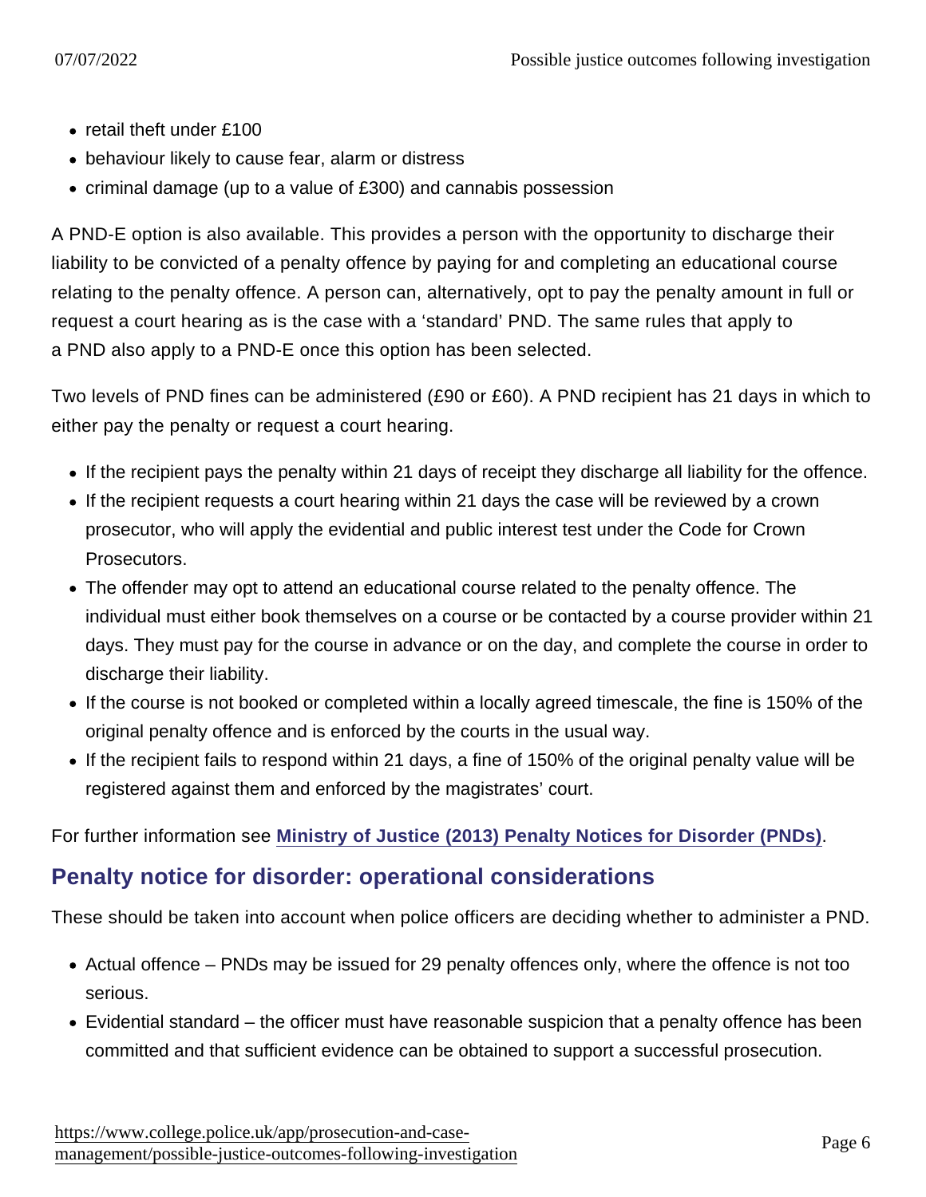- retail theft under £100
- behaviour likely to cause fear, alarm or distress
- criminal damage (up to a value of £300) and cannabis possession

A PND-E option is also available. This provides a person with the opportunity to discharge their liability to be convicted of a penalty offence by paying for and completing an educational course relating to the penalty offence. A person can, alternatively, opt to pay the penalty amount in full or request a court hearing as is the case with a 'standard' PND. The same rules that apply to a PND also apply to a PND-E once this option has been selected.

Two levels of PND fines can be administered (£90 or £60). A PND recipient has 21 days in which to either pay the penalty or request a court hearing.

- If the recipient pays the penalty within 21 days of receipt they discharge all liability for the offence.
- If the recipient requests a court hearing within 21 days the case will be reviewed by a crown prosecutor, who will apply the evidential and public interest test under the Code for Crown Prosecutors.
- The offender may opt to attend an educational course related to the penalty offence. The individual must either book themselves on a course or be contacted by a course provider within 21 days. They must pay for the course in advance or on the day, and complete the course in order to discharge their liability.
- If the course is not booked or completed within a locally agreed timescale, the fine is 150% of the original penalty offence and is enforced by the courts in the usual way.
- If the recipient fails to respond within 21 days, a fine of 150% of the original penalty value will be registered against them and enforced by the magistrates' court.

For further information see **Ministry of Justice (2013) Penalty Notices for Disorder (PNDs)**.

## Penalty notice for disorder: operational considerations

These should be taken into account when police officers are deciding whether to administer a PND.

- Actual offence – PNDs may be issued for 29 penalty offences only, where the offence is not too serious.
- Evidential standard – the officer must have reasonable suspicion that a penalty offence has been committed and that sufficient evidence can be obtained to support a successful prosecution.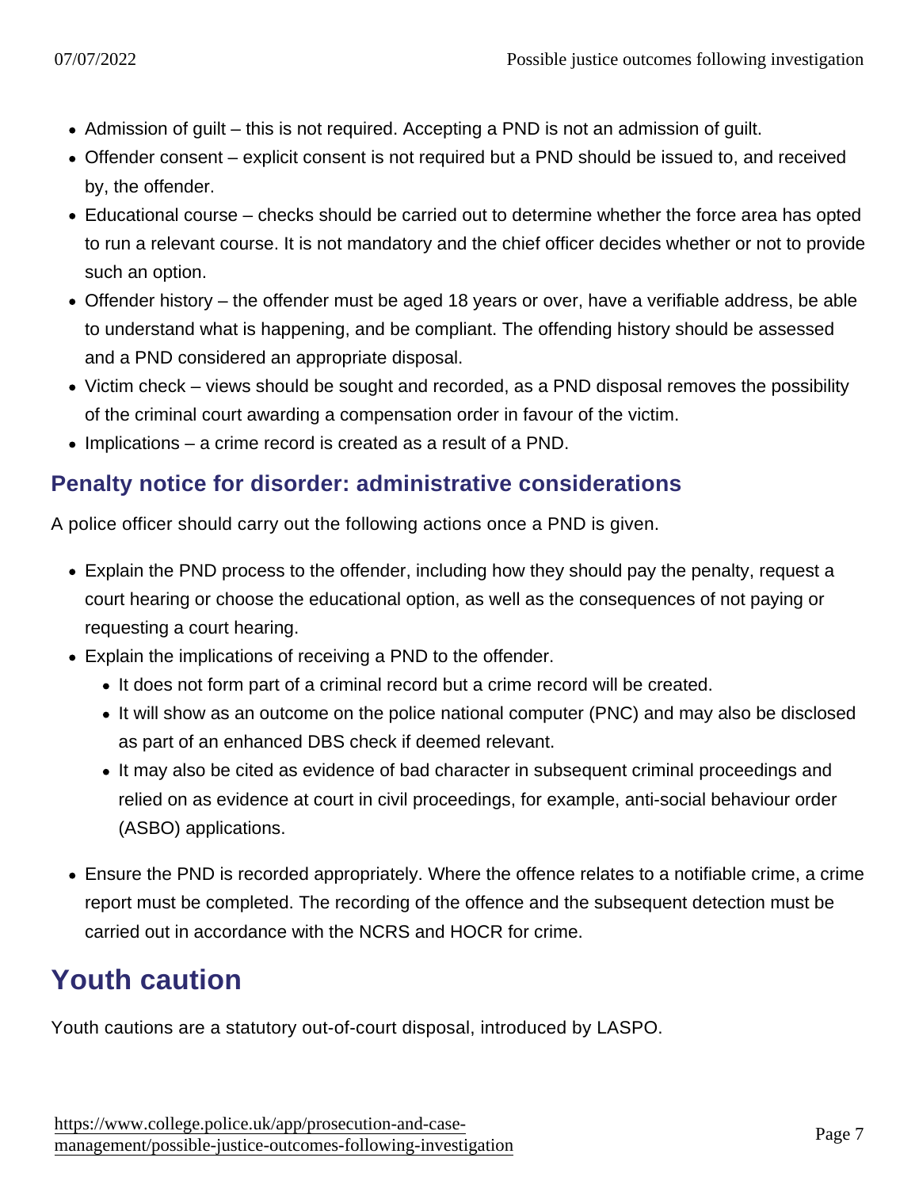- Admission of guilt – this is not required. Accepting a PND is not an admission of guilt.
- Offender consent – explicit consent is not required but a PND should be issued to, and received by, the offender.
- Educational course – checks should be carried out to determine whether the force area has opted to run a relevant course. It is not mandatory and the chief officer decides whether or not to provide such an option.
- Offender history – the offender must be aged 18 years or over, have a verifiable address, be able to understand what is happening, and be compliant. The offending history should be assessed and a PND considered an appropriate disposal.
- Victim check – views should be sought and recorded, as a PND disposal removes the possibility of the criminal court awarding a compensation order in favour of the victim.
- Implications – a crime record is created as a result of a PND.

### Penalty notice for disorder: administrative considerations

A police officer should carry out the following actions once a PND is given.

- Explain the PND process to the offender, including how they should pay the penalty, request a court hearing or choose the educational option, as well as the consequences of not paying or requesting a court hearing.
- Explain the implications of receiving a PND to the offender.
  - It does not form part of a criminal record but a crime record will be created.
  - It will show as an outcome on the police national computer (PNC) and may also be disclosed as part of an enhanced DBS check if deemed relevant.
  - It may also be cited as evidence of bad character in subsequent criminal proceedings and relied on as evidence at court in civil proceedings, for example, anti-social behaviour order (ASBO) applications.
- Ensure the PND is recorded appropriately. Where the offence relates to a notifiable crime, a crime report must be completed. The recording of the offence and the subsequent detection must be carried out in accordance with the NCRS and HOCR for crime.

## Youth caution

Youth cautions are a statutory out-of-court disposal, introduced by LASPO.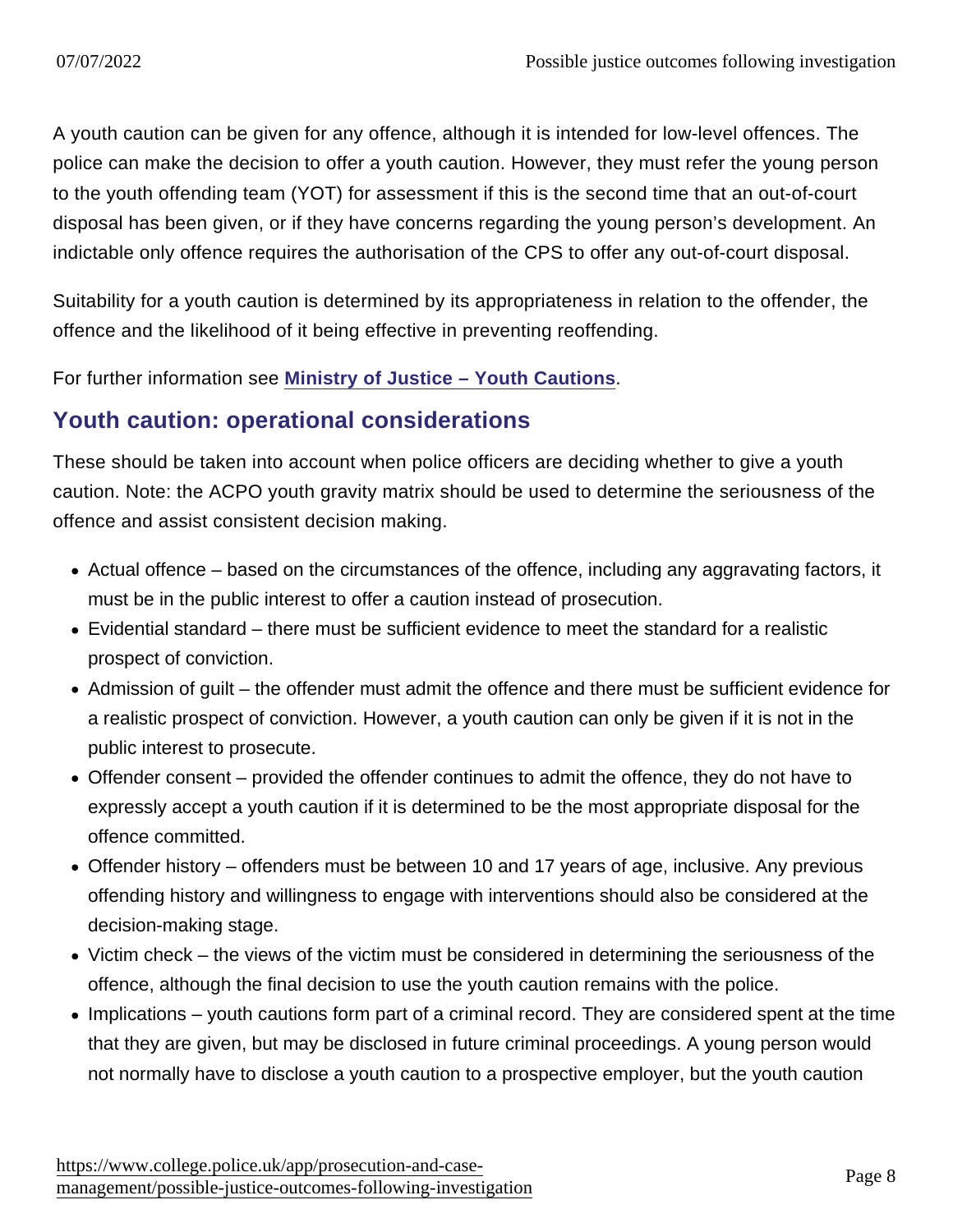A youth caution can be given for any offence, although it is intended for low-level offences. The police can make the decision to offer a youth caution. However, they must refer the young person to the youth offending team (YOT) for assessment if this is the second time that an out-of-court disposal has been given, or if they have concerns regarding the young person's development. An indictable only offence requires the authorisation of the CPS to offer any out-of-court disposal.

Suitability for a youth caution is determined by its appropriateness in relation to the offender, the offence and the likelihood of it being effective in preventing reoffending.

For further information see [Ministry of Justice – Youth Cautions](#).

## Youth caution: operational considerations

These should be taken into account when police officers are deciding whether to give a youth caution. Note: the ACPO youth gravity matrix should be used to determine the seriousness of the offence and assist consistent decision making.

- Actual offence – based on the circumstances of the offence, including any aggravating factors, it must be in the public interest to offer a caution instead of prosecution.
- Evidential standard – there must be sufficient evidence to meet the standard for a realistic prospect of conviction.
- Admission of guilt – the offender must admit the offence and there must be sufficient evidence for a realistic prospect of conviction. However, a youth caution can only be given if it is not in the public interest to prosecute.
- Offender consent – provided the offender continues to admit the offence, they do not have to expressly accept a youth caution if it is determined to be the most appropriate disposal for the offence committed.
- Offender history – offenders must be between 10 and 17 years of age, inclusive. Any previous offending history and willingness to engage with interventions should also be considered at the decision-making stage.
- Victim check – the views of the victim must be considered in determining the seriousness of the offence, although the final decision to use the youth caution remains with the police.
- Implications – youth cautions form part of a criminal record. They are considered spent at the time that they are given, but may be disclosed in future criminal proceedings. A young person would not normally have to disclose a youth caution to a prospective employer, but the youth caution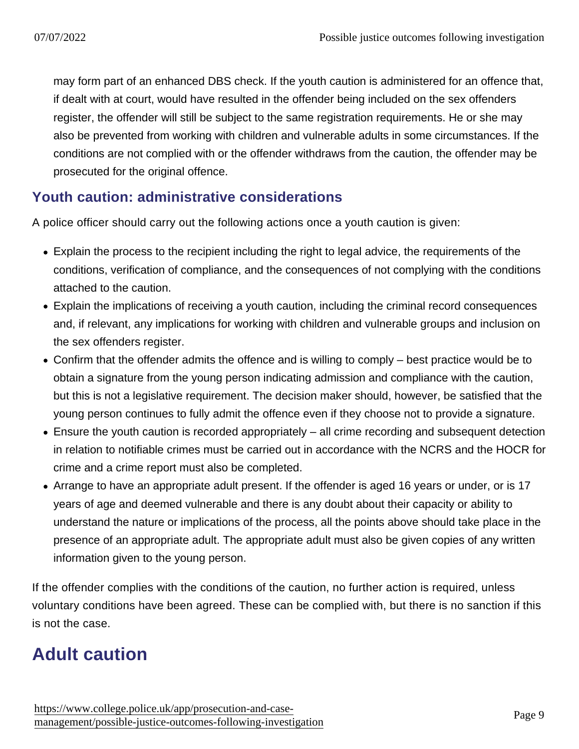may form part of an enhanced DBS check. If the youth caution is administered for an offence that, if dealt with at court, would have resulted in the offender being included on the sex offenders register, the offender will still be subject to the same registration requirements. He or she may also be prevented from working with children and vulnerable adults in some circumstances. If the conditions are not complied with or the offender withdraws from the caution, the offender may be prosecuted for the original offence.

### Youth caution: administrative considerations

A police officer should carry out the following actions once a youth caution is given:

- Explain the process to the recipient including the right to legal advice, the requirements of the conditions, verification of compliance, and the consequences of not complying with the conditions attached to the caution.
- Explain the implications of receiving a youth caution, including the criminal record consequences and, if relevant, any implications for working with children and vulnerable groups and inclusion on the sex offenders register.
- Confirm that the offender admits the offence and is willing to comply – best practice would be to obtain a signature from the young person indicating admission and compliance with the caution, but this is not a legislative requirement. The decision maker should, however, be satisfied that the young person continues to fully admit the offence even if they choose not to provide a signature.
- Ensure the youth caution is recorded appropriately – all crime recording and subsequent detection in relation to notifiable crimes must be carried out in accordance with the NCRS and the HOCR for crime and a crime report must also be completed.
- Arrange to have an appropriate adult present. If the offender is aged 16 years or under, or is 17 years of age and deemed vulnerable and there is any doubt about their capacity or ability to understand the nature or implications of the process, all the points above should take place in the presence of an appropriate adult. The appropriate adult must also be given copies of any written information given to the young person.

If the offender complies with the conditions of the caution, no further action is required, unless voluntary conditions have been agreed. These can be complied with, but there is no sanction if this is not the case.

## Adult caution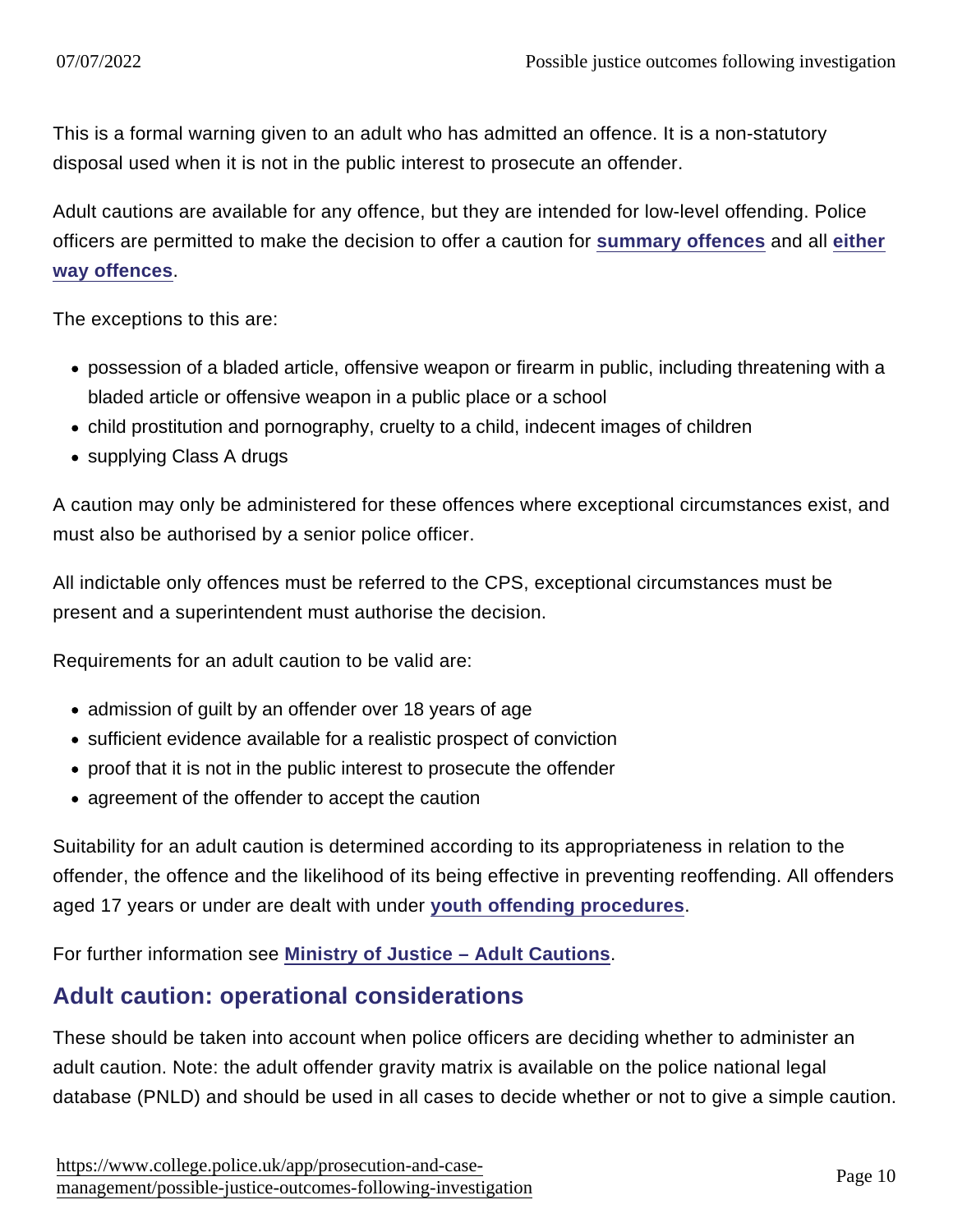This is a formal warning given to an adult who has admitted an offence. It is a non-statutory disposal used when it is not in the public interest to prosecute an offender.

Adult cautions are available for any offence, but they are intended for low-level offending. Police officers are permitted to make the decision to offer a caution for **summary offences** and all **either way offences**.

The exceptions to this are:

- possession of a bladed article, offensive weapon or firearm in public, including threatening with a bladed article or offensive weapon in a public place or a school
- child prostitution and pornography, cruelty to a child, indecent images of children
- supplying Class A drugs

A caution may only be administered for these offences where exceptional circumstances exist, and must also be authorised by a senior police officer.

All indictable only offences must be referred to the CPS, exceptional circumstances must be present and a superintendent must authorise the decision.

Requirements for an adult caution to be valid are:

- admission of guilt by an offender over 18 years of age
- sufficient evidence available for a realistic prospect of conviction
- proof that it is not in the public interest to prosecute the offender
- agreement of the offender to accept the caution

Suitability for an adult caution is determined according to its appropriateness in relation to the offender, the offence and the likelihood of its being effective in preventing reoffending. All offenders aged 17 years or under are dealt with under **youth offending procedures**.

For further information see **Ministry of Justice – Adult Cautions**.

## Adult caution: operational considerations

These should be taken into account when police officers are deciding whether to administer an adult caution. Note: the adult offender gravity matrix is available on the police national legal database (PNLD) and should be used in all cases to decide whether or not to give a simple caution.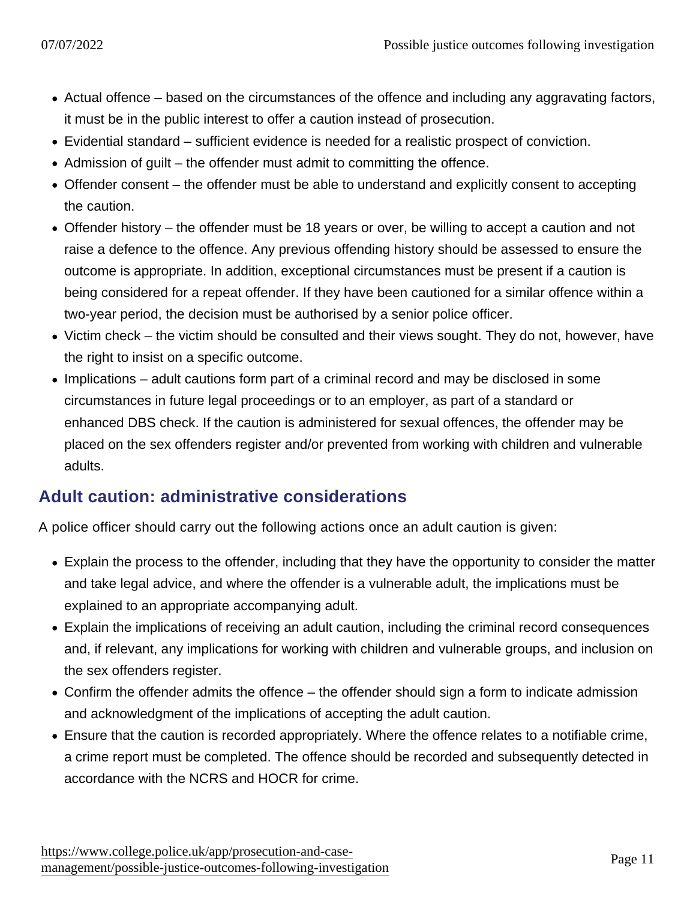- Actual offence – based on the circumstances of the offence and including any aggravating factors, it must be in the public interest to offer a caution instead of prosecution.
- Evidential standard – sufficient evidence is needed for a realistic prospect of conviction.
- Admission of guilt – the offender must admit to committing the offence.
- Offender consent – the offender must be able to understand and explicitly consent to accepting the caution.
- Offender history – the offender must be 18 years or over, be willing to accept a caution and not raise a defence to the offence. Any previous offending history should be assessed to ensure the outcome is appropriate. In addition, exceptional circumstances must be present if a caution is being considered for a repeat offender. If they have been cautioned for a similar offence within a two-year period, the decision must be authorised by a senior police officer.
- Victim check – the victim should be consulted and their views sought. They do not, however, have the right to insist on a specific outcome.
- Implications – adult cautions form part of a criminal record and may be disclosed in some circumstances in future legal proceedings or to an employer, as part of a standard or enhanced DBS check. If the caution is administered for sexual offences, the offender may be placed on the sex offenders register and/or prevented from working with children and vulnerable adults.

## Adult caution: administrative considerations

A police officer should carry out the following actions once an adult caution is given:

- Explain the process to the offender, including that they have the opportunity to consider the matter and take legal advice, and where the offender is a vulnerable adult, the implications must be explained to an appropriate accompanying adult.
- Explain the implications of receiving an adult caution, including the criminal record consequences and, if relevant, any implications for working with children and vulnerable groups, and inclusion on the sex offenders register.
- Confirm the offender admits the offence – the offender should sign a form to indicate admission and acknowledgment of the implications of accepting the adult caution.
- Ensure that the caution is recorded appropriately. Where the offence relates to a notifiable crime, a crime report must be completed. The offence should be recorded and subsequently detected in accordance with the NCRS and HOCR for crime.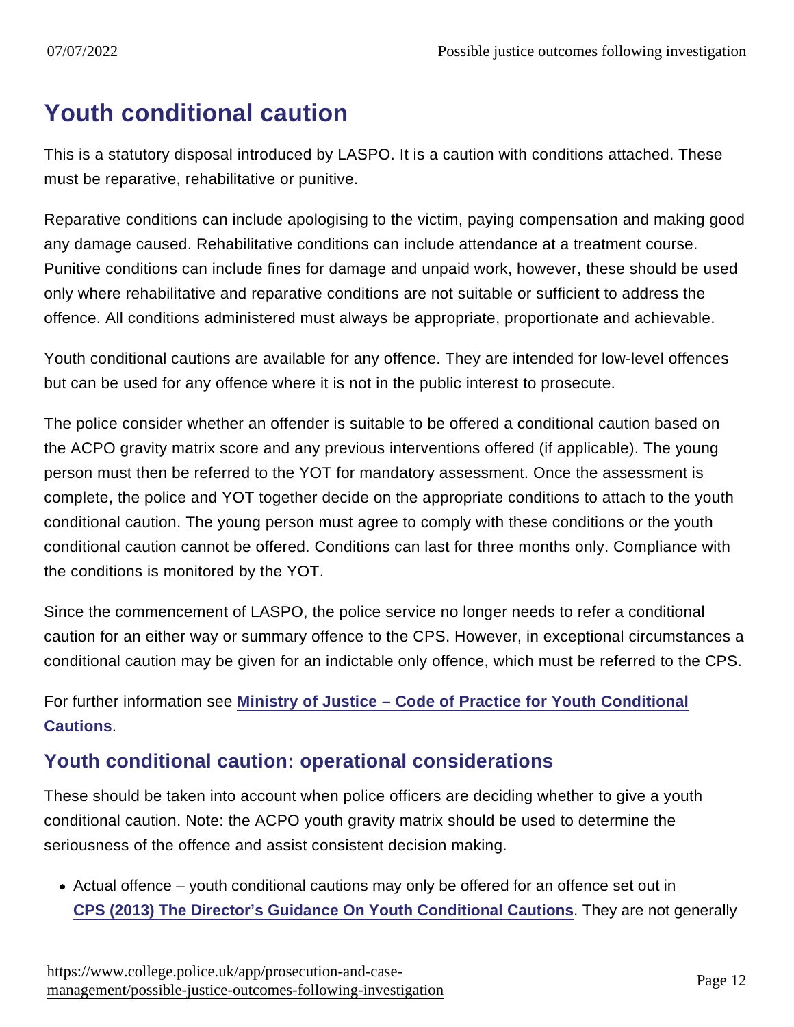## Youth conditional caution

This is a statutory disposal introduced by LASPO. It is a caution with conditions attached. These must be reparative, rehabilitative or punitive.

Reparative conditions can include apologising to the victim, paying compensation and making good any damage caused. Rehabilitative conditions can include attendance at a treatment course. Punitive conditions can include fines for damage and unpaid work, however, these should be used only where rehabilitative and reparative conditions are not suitable or sufficient to address the offence. All conditions administered must always be appropriate, proportionate and achievable.

Youth conditional cautions are available for any offence. They are intended for low-level offences but can be used for any offence where it is not in the public interest to prosecute.

The police consider whether an offender is suitable to be offered a conditional caution based on the ACPO gravity matrix score and any previous interventions offered (if applicable). The young person must then be referred to the YOT for mandatory assessment. Once the assessment is complete, the police and YOT together decide on the appropriate conditions to attach to the youth conditional caution. The young person must agree to comply with these conditions or the youth conditional caution cannot be offered. Conditions can last for three months only. Compliance with the conditions is monitored by the YOT.

Since the commencement of LASPO, the police service no longer needs to refer a conditional caution for an either way or summary offence to the CPS. However, in exceptional circumstances a conditional caution may be given for an indictable only offence, which must be referred to the CPS.

For further information see **Ministry of Justice – Code of Practice for Youth Conditional Cautions**.

### Youth conditional caution: operational considerations

These should be taken into account when police officers are deciding whether to give a youth conditional caution. Note: the ACPO youth gravity matrix should be used to determine the seriousness of the offence and assist consistent decision making.

- Actual offence – youth conditional cautions may only be offered for an offence set out in **CPS (2013) The Director's Guidance On Youth Conditional Cautions**. They are not generally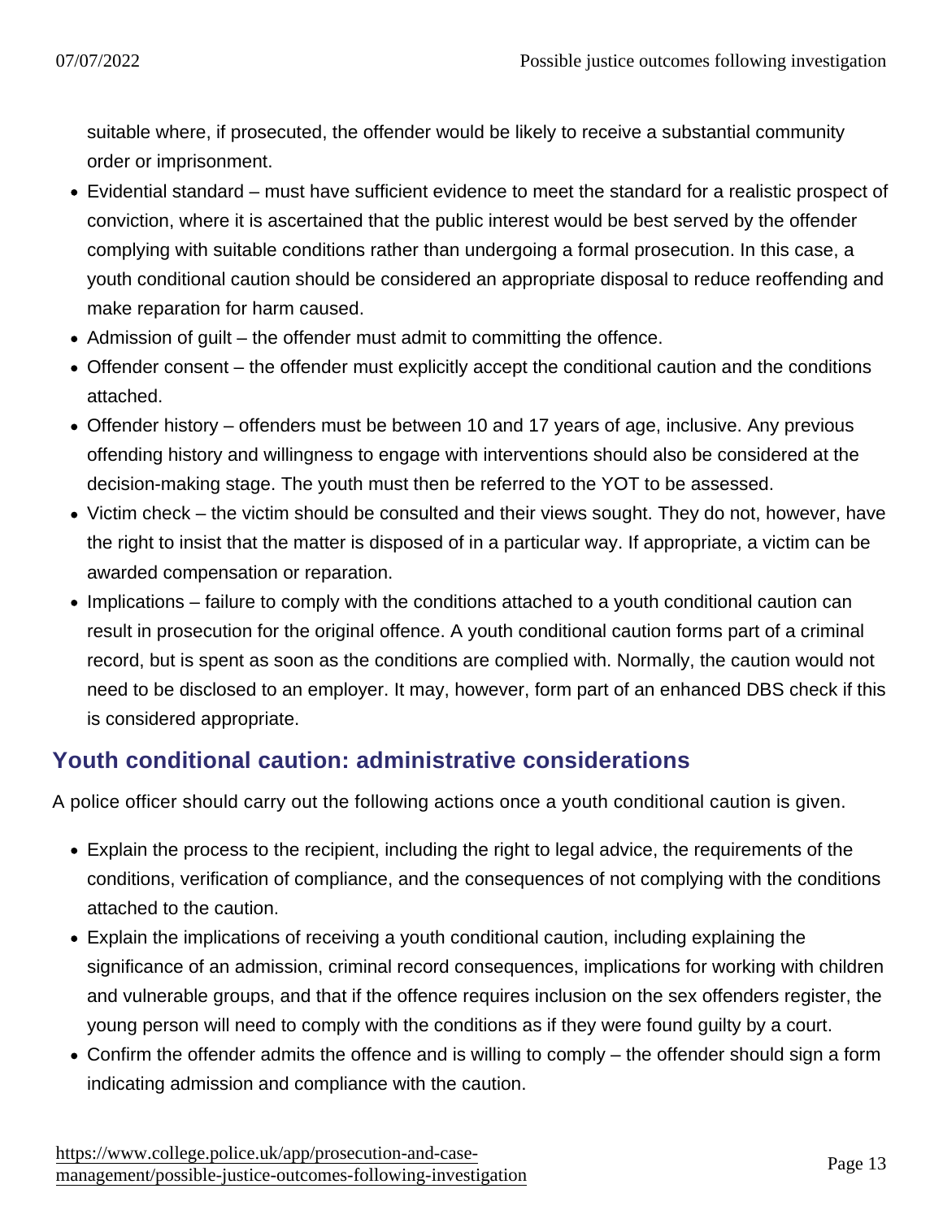suitable where, if prosecuted, the offender would be likely to receive a substantial community order or imprisonment.

- Evidential standard – must have sufficient evidence to meet the standard for a realistic prospect of conviction, where it is ascertained that the public interest would be best served by the offender complying with suitable conditions rather than undergoing a formal prosecution. In this case, a youth conditional caution should be considered an appropriate disposal to reduce reoffending and make reparation for harm caused.
- Admission of guilt – the offender must admit to committing the offence.
- Offender consent – the offender must explicitly accept the conditional caution and the conditions attached.
- Offender history – offenders must be between 10 and 17 years of age, inclusive. Any previous offending history and willingness to engage with interventions should also be considered at the decision-making stage. The youth must then be referred to the YOT to be assessed.
- Victim check – the victim should be consulted and their views sought. They do not, however, have the right to insist that the matter is disposed of in a particular way. If appropriate, a victim can be awarded compensation or reparation.
- Implications – failure to comply with the conditions attached to a youth conditional caution can result in prosecution for the original offence. A youth conditional caution forms part of a criminal record, but is spent as soon as the conditions are complied with. Normally, the caution would not need to be disclosed to an employer. It may, however, form part of an enhanced DBS check if this is considered appropriate.

## Youth conditional caution: administrative considerations

A police officer should carry out the following actions once a youth conditional caution is given.

- Explain the process to the recipient, including the right to legal advice, the requirements of the conditions, verification of compliance, and the consequences of not complying with the conditions attached to the caution.
- Explain the implications of receiving a youth conditional caution, including explaining the significance of an admission, criminal record consequences, implications for working with children and vulnerable groups, and that if the offence requires inclusion on the sex offenders register, the young person will need to comply with the conditions as if they were found guilty by a court.
- Confirm the offender admits the offence and is willing to comply – the offender should sign a form indicating admission and compliance with the caution.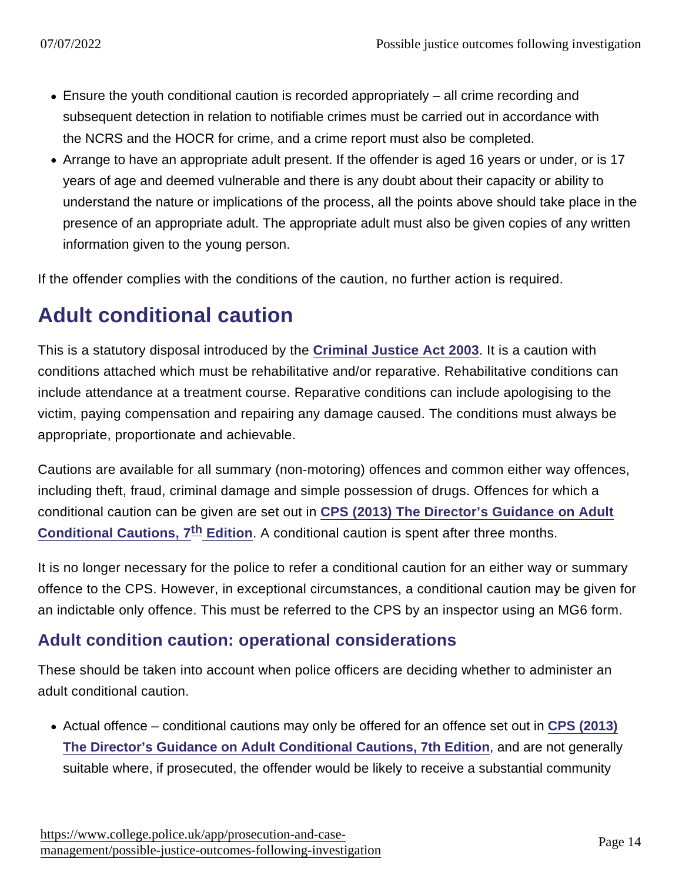- Ensure the youth conditional caution is recorded appropriately – all crime recording and subsequent detection in relation to notifiable crimes must be carried out in accordance with the NCRS and the HOCR for crime, and a crime report must also be completed.
- Arrange to have an appropriate adult present. If the offender is aged 16 years or under, or is 17 years of age and deemed vulnerable and there is any doubt about their capacity or ability to understand the nature or implications of the process, all the points above should take place in the presence of an appropriate adult. The appropriate adult must also be given copies of any written information given to the young person.

If the offender complies with the conditions of the caution, no further action is required.

## Adult conditional caution

This is a statutory disposal introduced by the Criminal Justice Act 2003. It is a caution with conditions attached which must be rehabilitative and/or reparative. Rehabilitative conditions can include attendance at a treatment course. Reparative conditions can include apologising to the victim, paying compensation and repairing any damage caused. The conditions must always be appropriate, proportionate and achievable.

Cautions are available for all summary (non-motoring) offences and common either way offences, including theft, fraud, criminal damage and simple possession of drugs. Offences for which a conditional caution can be given are set out in CPS (2013) The Director's Guidance on Adult Conditional Cautions, 7th Edition. A conditional caution is spent after three months.

It is no longer necessary for the police to refer a conditional caution for an either way or summary offence to the CPS. However, in exceptional circumstances, a conditional caution may be given for an indictable only offence. This must be referred to the CPS by an inspector using an MG6 form.

### Adult condition caution: operational considerations

These should be taken into account when police officers are deciding whether to administer an adult conditional caution.

- Actual offence – conditional cautions may only be offered for an offence set out in CPS (2013) The Director's Guidance on Adult Conditional Cautions, 7th Edition, and are not generally suitable where, if prosecuted, the offender would be likely to receive a substantial community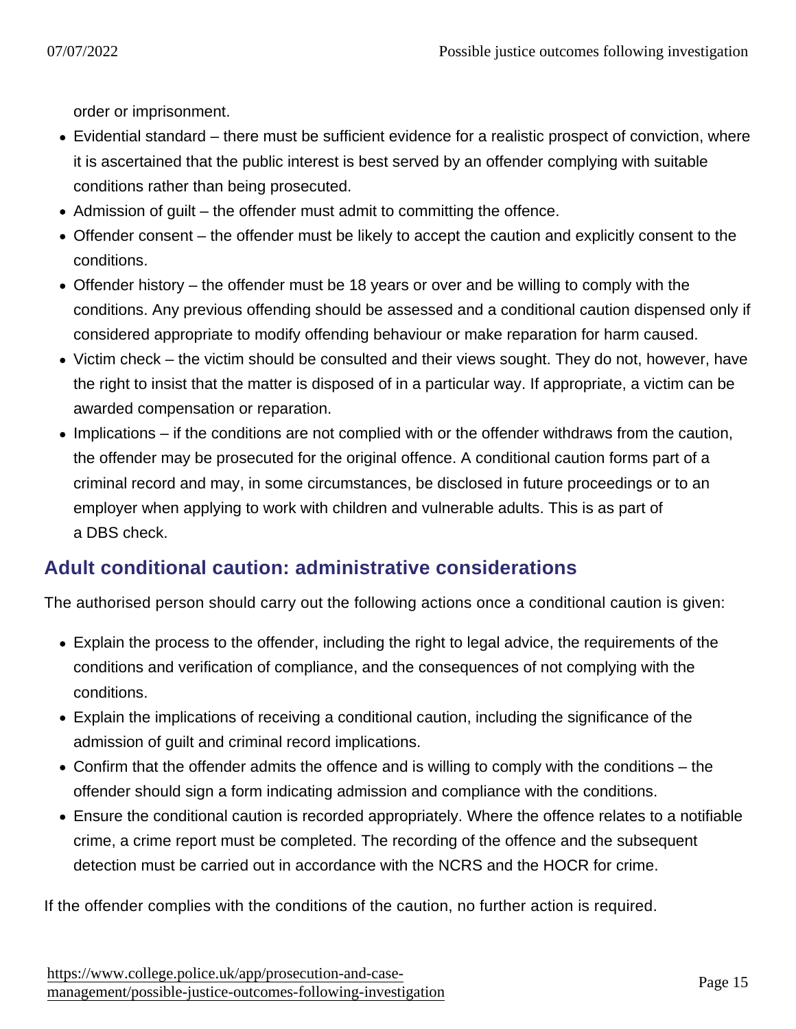order or imprisonment.

- Evidential standard – there must be sufficient evidence for a realistic prospect of conviction, where it is ascertained that the public interest is best served by an offender complying with suitable conditions rather than being prosecuted.
- Admission of guilt – the offender must admit to committing the offence.
- Offender consent – the offender must be likely to accept the caution and explicitly consent to the conditions.
- Offender history – the offender must be 18 years or over and be willing to comply with the conditions. Any previous offending should be assessed and a conditional caution dispensed only if considered appropriate to modify offending behaviour or make reparation for harm caused.
- Victim check – the victim should be consulted and their views sought. They do not, however, have the right to insist that the matter is disposed of in a particular way. If appropriate, a victim can be awarded compensation or reparation.
- Implications – if the conditions are not complied with or the offender withdraws from the caution, the offender may be prosecuted for the original offence. A conditional caution forms part of a criminal record and may, in some circumstances, be disclosed in future proceedings or to an employer when applying to work with children and vulnerable adults. This is as part of a DBS check.

## Adult conditional caution: administrative considerations

The authorised person should carry out the following actions once a conditional caution is given:

- Explain the process to the offender, including the right to legal advice, the requirements of the conditions and verification of compliance, and the consequences of not complying with the conditions.
- Explain the implications of receiving a conditional caution, including the significance of the admission of guilt and criminal record implications.
- Confirm that the offender admits the offence and is willing to comply with the conditions – the offender should sign a form indicating admission and compliance with the conditions.
- Ensure the conditional caution is recorded appropriately. Where the offence relates to a notifiable crime, a crime report must be completed. The recording of the offence and the subsequent detection must be carried out in accordance with the NCRS and the HOCR for crime.

If the offender complies with the conditions of the caution, no further action is required.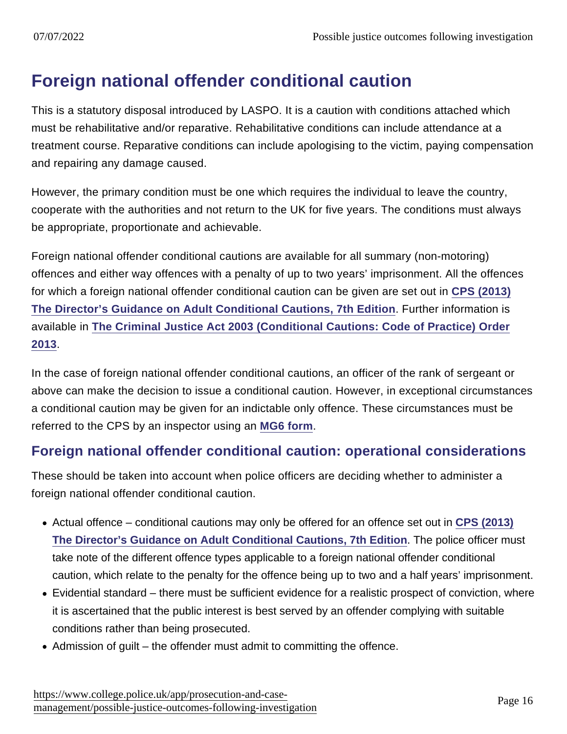## Foreign national offender conditional caution

This is a statutory disposal introduced by LASPO. It is a caution with conditions attached which must be rehabilitative and/or reparative. Rehabilitative conditions can include attendance at a treatment course. Reparative conditions can include apologising to the victim, paying compensation and repairing any damage caused.

However, the primary condition must be one which requires the individual to leave the country, cooperate with the authorities and not return to the UK for five years. The conditions must always be appropriate, proportionate and achievable.

Foreign national offender conditional cautions are available for all summary (non-motoring) offences and either way offences with a penalty of up to two years' imprisonment. All the offences for which a foreign national offender conditional caution can be given are set out in **CPS (2013) The Director's Guidance on Adult Conditional Cautions, 7th Edition**. Further information is available in **The Criminal Justice Act 2003 (Conditional Cautions: Code of Practice) Order 2013**.

In the case of foreign national offender conditional cautions, an officer of the rank of sergeant or above can make the decision to issue a conditional caution. However, in exceptional circumstances a conditional caution may be given for an indictable only offence. These circumstances must be referred to the CPS by an inspector using an **MG6 form**.

### Foreign national offender conditional caution: operational considerations

These should be taken into account when police officers are deciding whether to administer a foreign national offender conditional caution.

- Actual offence – conditional cautions may only be offered for an offence set out in **CPS (2013) The Director's Guidance on Adult Conditional Cautions, 7th Edition**. The police officer must take note of the different offence types applicable to a foreign national offender conditional caution, which relate to the penalty for the offence being up to two and a half years' imprisonment.
- Evidential standard – there must be sufficient evidence for a realistic prospect of conviction, where it is ascertained that the public interest is best served by an offender complying with suitable conditions rather than being prosecuted.
- Admission of guilt – the offender must admit to committing the offence.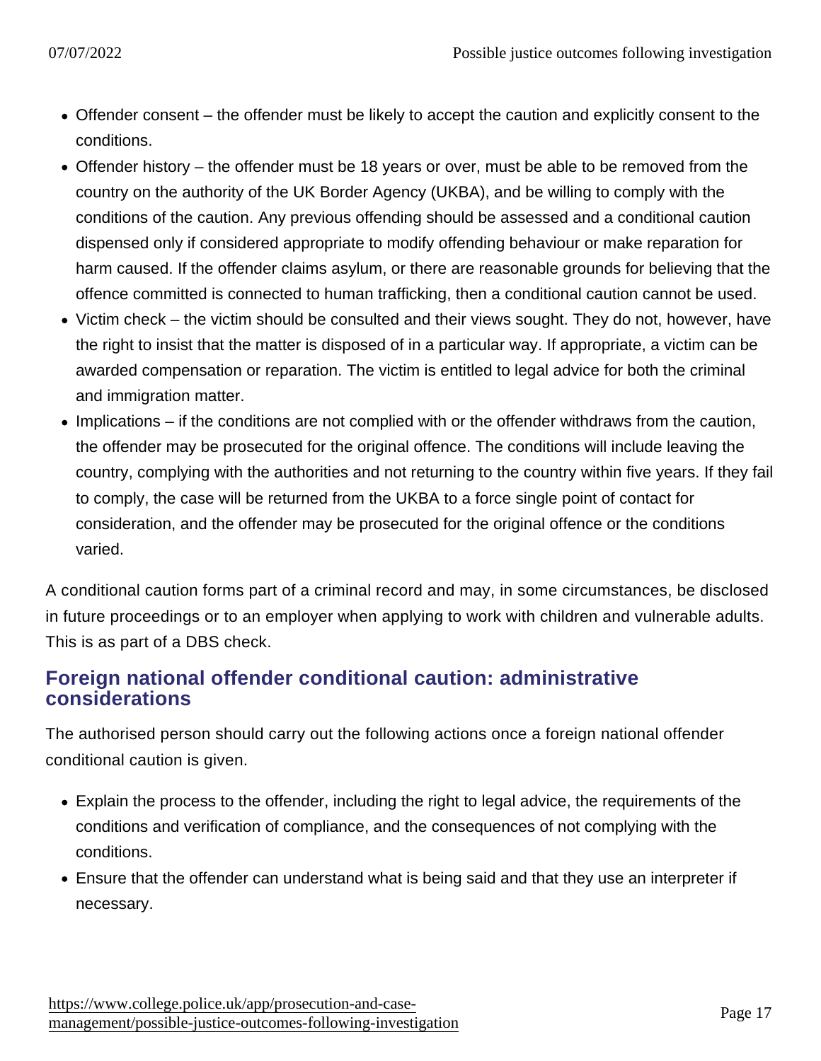- Offender consent – the offender must be likely to accept the caution and explicitly consent to the conditions.
- Offender history – the offender must be 18 years or over, must be able to be removed from the country on the authority of the UK Border Agency (UKBA), and be willing to comply with the conditions of the caution. Any previous offending should be assessed and a conditional caution dispensed only if considered appropriate to modify offending behaviour or make reparation for harm caused. If the offender claims asylum, or there are reasonable grounds for believing that the offence committed is connected to human trafficking, then a conditional caution cannot be used.
- Victim check – the victim should be consulted and their views sought. They do not, however, have the right to insist that the matter is disposed of in a particular way. If appropriate, a victim can be awarded compensation or reparation. The victim is entitled to legal advice for both the criminal and immigration matter.
- Implications – if the conditions are not complied with or the offender withdraws from the caution, the offender may be prosecuted for the original offence. The conditions will include leaving the country, complying with the authorities and not returning to the country within five years. If they fail to comply, the case will be returned from the UKBA to a force single point of contact for consideration, and the offender may be prosecuted for the original offence or the conditions varied.

A conditional caution forms part of a criminal record and may, in some circumstances, be disclosed in future proceedings or to an employer when applying to work with children and vulnerable adults. This is as part of a DBS check.

## Foreign national offender conditional caution: administrative considerations

The authorised person should carry out the following actions once a foreign national offender conditional caution is given.

- Explain the process to the offender, including the right to legal advice, the requirements of the conditions and verification of compliance, and the consequences of not complying with the conditions.
- Ensure that the offender can understand what is being said and that they use an interpreter if necessary.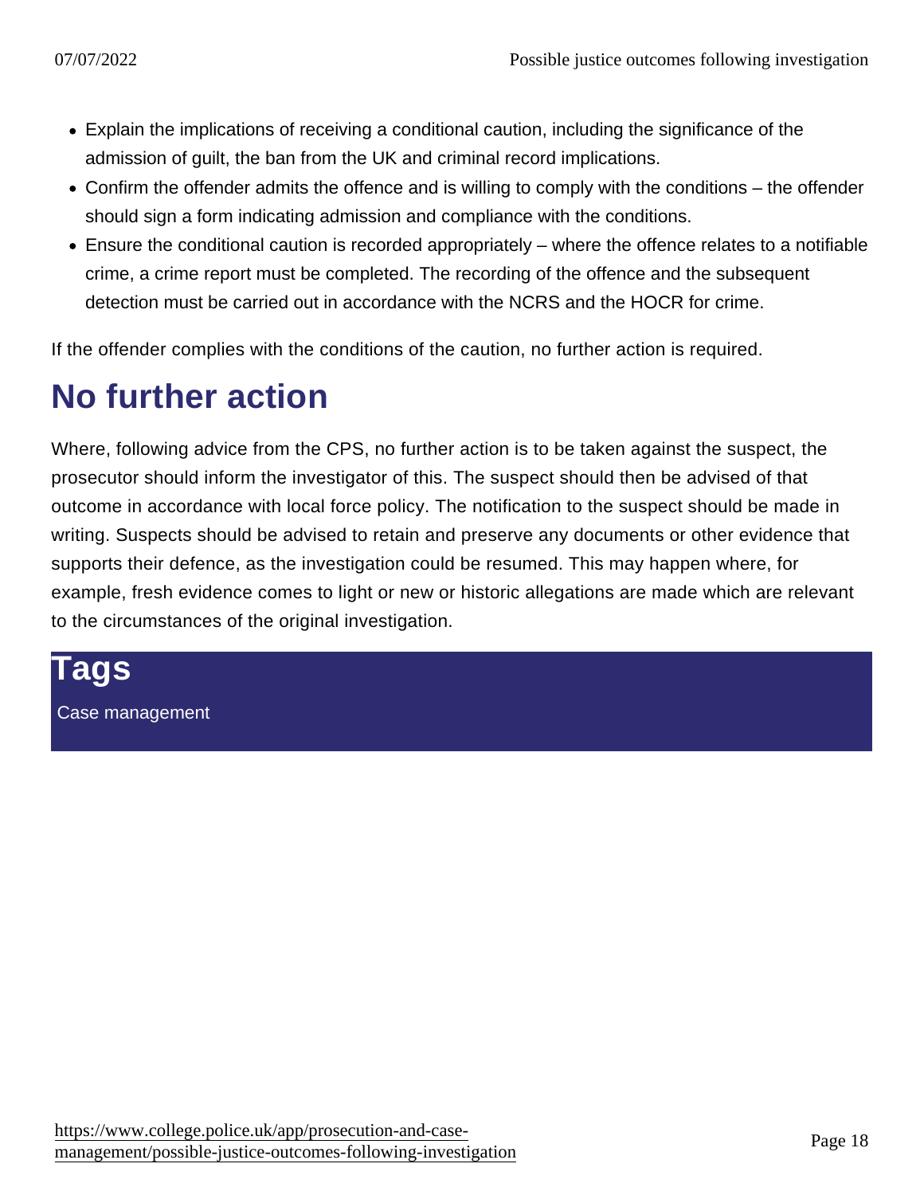- Explain the implications of receiving a conditional caution, including the significance of the admission of guilt, the ban from the UK and criminal record implications.
- Confirm the offender admits the offence and is willing to comply with the conditions – the offender should sign a form indicating admission and compliance with the conditions.
- Ensure the conditional caution is recorded appropriately – where the offence relates to a notifiable crime, a crime report must be completed. The recording of the offence and the subsequent detection must be carried out in accordance with the NCRS and the HOCR for crime.

If the offender complies with the conditions of the caution, no further action is required.

## No further action

Where, following advice from the CPS, no further action is to be taken against the suspect, the prosecutor should inform the investigator of this. The suspect should then be advised of that outcome in accordance with local force policy. The notification to the suspect should be made in writing. Suspects should be advised to retain and preserve any documents or other evidence that supports their defence, as the investigation could be resumed. This may happen where, for example, fresh evidence comes to light or new or historic allegations are made which are relevant to the circumstances of the original investigation.

## Tags

Case management